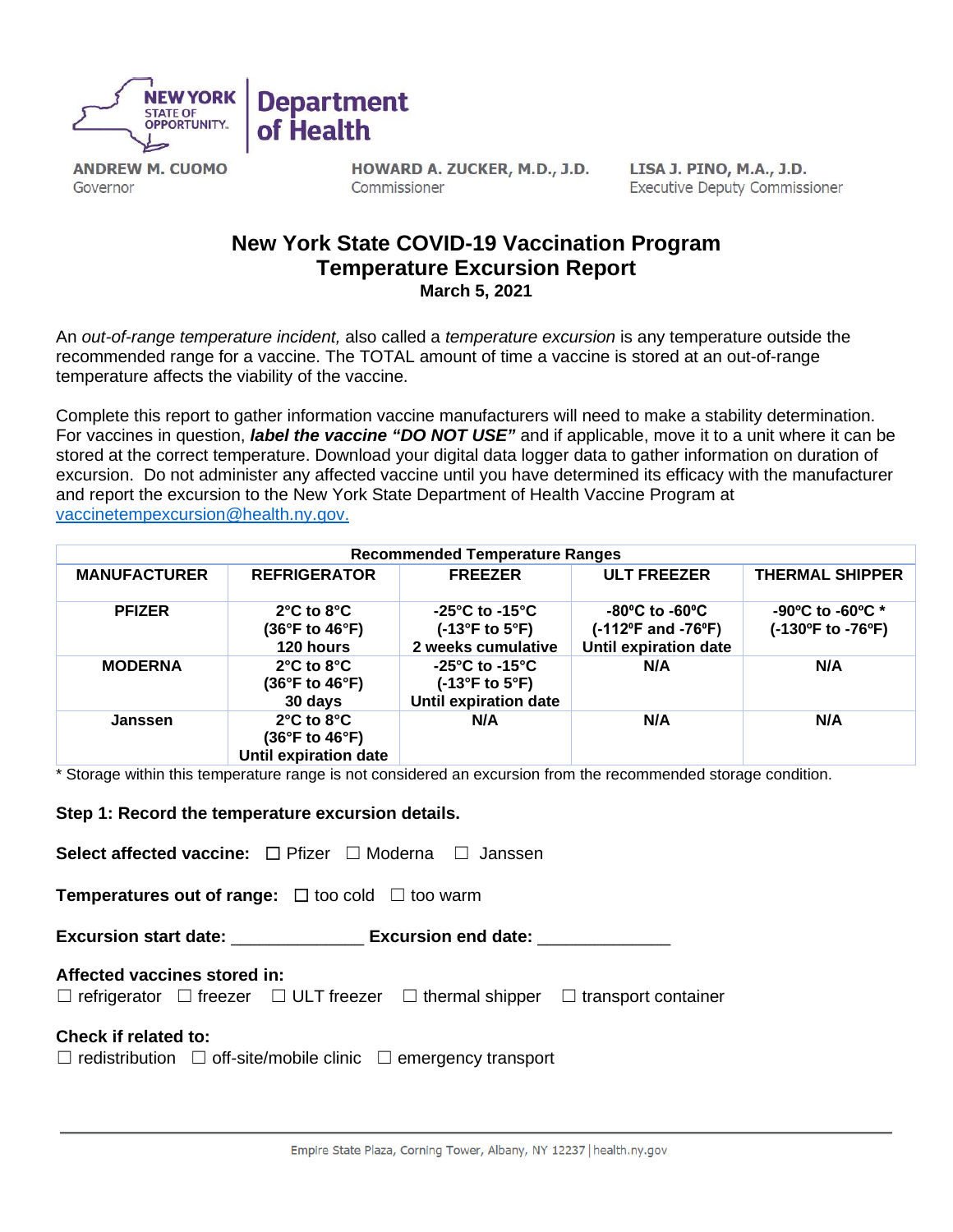ANDREW M. CUOMO
Governor

HOWARD A. ZUCKER, M.D., J.D.
Commissioner

LISA J. PINO, M.A., J.D.
Executive Deputy Commissioner

# New York State COVID-19 Vaccination Program
# Temperature Excursion Report

**March 5, 2021**

An *out-of-range temperature incident,* also called a *temperature excursion* is any temperature outside the recommended range for a vaccine. The TOTAL amount of time a vaccine is stored at an out-of-range temperature affects the viability of the vaccine.

Complete this report to gather information vaccine manufacturers will need to make a stability determination. For vaccines in question, ***label the vaccine "DO NOT USE"*** and if applicable, move it to a unit where it can be stored at the correct temperature. Download your digital data logger data to gather information on duration of excursion. Do not administer any affected vaccine until you have determined its efficacy with the manufacturer and report the excursion to the New York State Department of Health Vaccine Program at vaccinetempexcursion@health.ny.gov.

| Recommended Temperature Ranges | | | | |
|---|---|---|---|---|
| **MANUFACTURER** | **REFRIGERATOR** | **FREEZER** | **ULT FREEZER** | **THERMAL SHIPPER** |
| **PFIZER** | **2°C to 8°C (36°F to 46°F) 120 hours** | **-25°C to -15°C (-13°F to 5°F) 2 weeks cumulative** | **-80ºC to -60ºC (-112ºF and -76ºF) Until expiration date** | **-90ºC to -60ºC * (-130ºF to -76ºF)** |
| **MODERNA** | **2°C to 8°C (36°F to 46°F) 30 days** | **-25°C to -15°C (-13°F to 5°F) Until expiration date** | **N/A** | **N/A** |
| **Janssen** | **2°C to 8°C (36°F to 46°F) Until expiration date** | **N/A** | **N/A** | **N/A** |

\* Storage within this temperature range is not considered an excursion from the recommended storage condition.

**Step 1: Record the temperature excursion details.**

**Select affected vaccine:** ☐ Pfizer ☐ Moderna ☐ Janssen

**Temperatures out of range:** ☐ too cold ☐ too warm

**Excursion start date:** _____________ **Excursion end date:** _____________

**Affected vaccines stored in:**
☐ refrigerator ☐ freezer ☐ ULT freezer ☐ thermal shipper ☐ transport container

**Check if related to:**
☐ redistribution ☐ off-site/mobile clinic ☐ emergency transport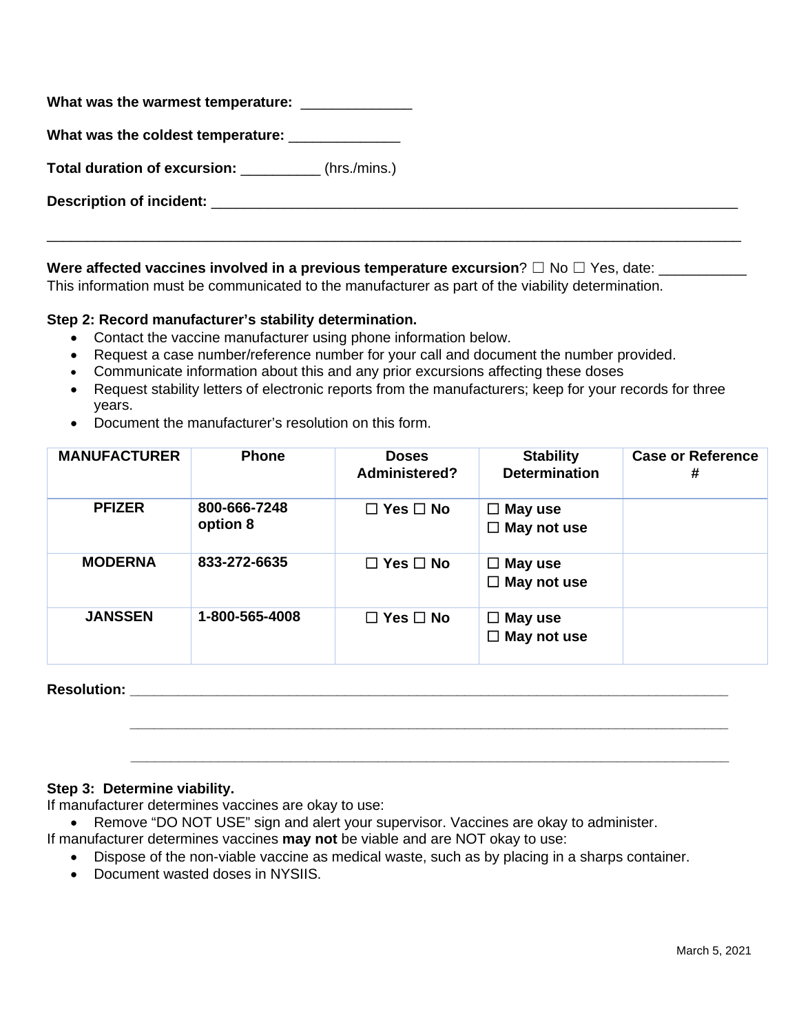**What was the warmest temperature:** ______________

**What was the coldest temperature:** ______________

**Total duration of excursion:** __________ (hrs./mins.)

**Description of incident:** ___________________________________________________________________

_____________________________________________________________________________________________

**Were affected vaccines involved in a previous temperature excursion**? ☐ No ☐ Yes, date: ___________
This information must be communicated to the manufacturer as part of the viability determination.

**Step 2: Record manufacturer's stability determination.**

- Contact the vaccine manufacturer using phone information below.
- Request a case number/reference number for your call and document the number provided.
- Communicate information about this and any prior excursions affecting these doses
- Request stability letters of electronic reports from the manufacturers; keep for your records for three years.
- Document the manufacturer's resolution on this form.

| MANUFACTURER | Phone | Doses Administered? | Stability Determination | Case or Reference # |
|---|---|---|---|---|
| **PFIZER** | **800-666-7248 option 8** | ☐ **Yes** ☐ **No** | ☐ **May use** ☐ **May not use** | |
| **MODERNA** | **833-272-6635** | ☐ **Yes** ☐ **No** | ☐ **May use** ☐ **May not use** | |
| **JANSSEN** | **1-800-565-4008** | ☐ **Yes** ☐ **No** | ☐ **May use** ☐ **May not use** | |

**Resolution:** _____________________________________________________________________________

_____________________________________________________________________________

_____________________________________________________________________________

**Step 3: Determine viability.**

If manufacturer determines vaccines are okay to use:

- Remove "DO NOT USE" sign and alert your supervisor. Vaccines are okay to administer.

If manufacturer determines vaccines **may not** be viable and are NOT okay to use:

- Dispose of the non-viable vaccine as medical waste, such as by placing in a sharps container.
- Document wasted doses in NYSIIS.

March 5, 2021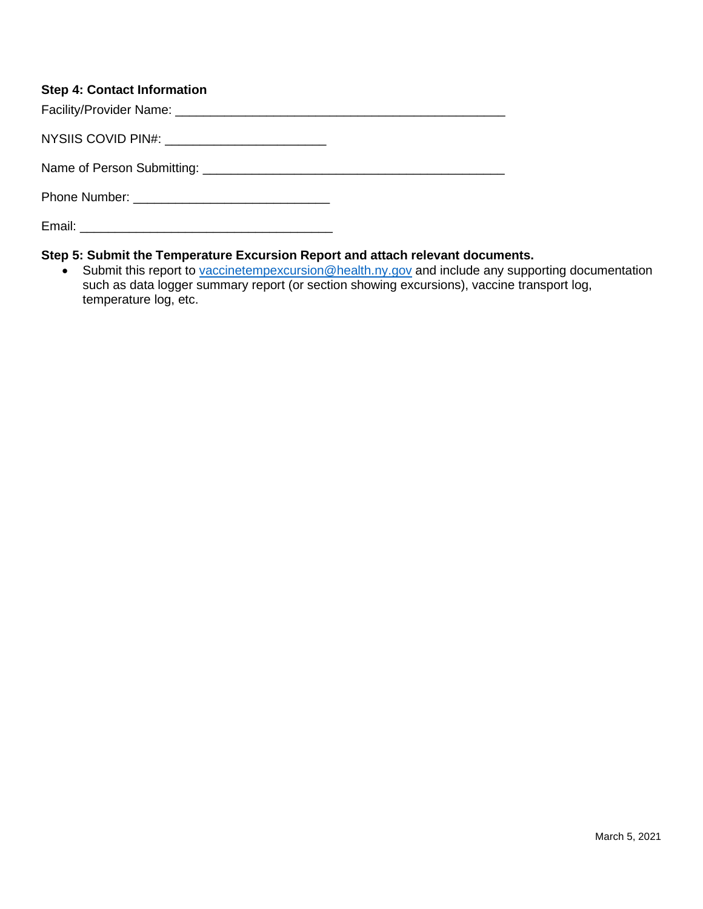**Step 4: Contact Information**

Facility/Provider Name: _______________________________________________

NYSIIS COVID PIN#: _______________________

Name of Person Submitting: ___________________________________________

Phone Number: ____________________________

Email: ____________________________________

**Step 5: Submit the Temperature Excursion Report and attach relevant documents.**

- Submit this report to vaccinetempexcursion@health.ny.gov and include any supporting documentation such as data logger summary report (or section showing excursions), vaccine transport log, temperature log, etc.

March 5, 2021